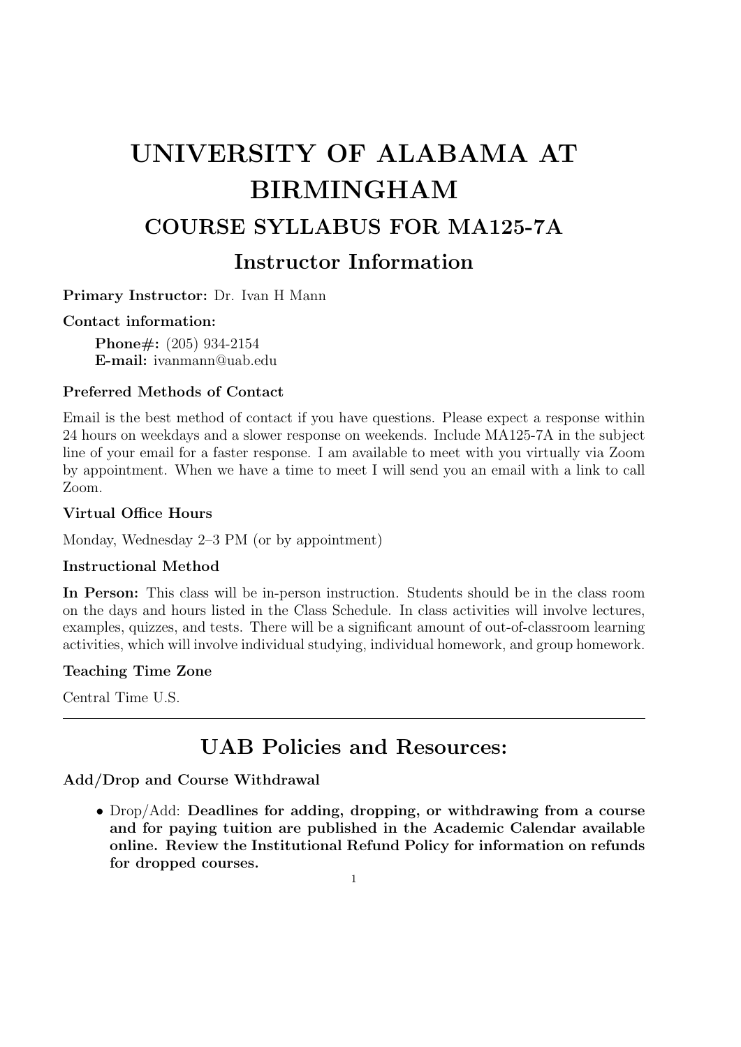# UNIVERSITY OF ALABAMA AT BIRMINGHAM

## COURSE SYLLABUS FOR MA125-7A

## Instructor Information

**Primary Instructor:** Dr. Ivan H Mann

**Contact information:**

> **Phone#:** (205) 934-2154
> **E-mail:** ivanmann@uab.edu

### Preferred Methods of Contact

Email is the best method of contact if you have questions. Please expect a response within 24 hours on weekdays and a slower response on weekends. Include MA125-7A in the subject line of your email for a faster response. I am available to meet with you virtually via Zoom by appointment. When we have a time to meet I will send you an email with a link to call Zoom.

### Virtual Office Hours

Monday, Wednesday 2–3 PM (or by appointment)

### Instructional Method

**In Person:** This class will be in-person instruction. Students should be in the class room on the days and hours listed in the Class Schedule. In class activities will involve lectures, examples, quizzes, and tests. There will be a significant amount of out-of-classroom learning activities, which will involve individual studying, individual homework, and group homework.

### Teaching Time Zone

Central Time U.S.

---

## UAB Policies and Resources:

### Add/Drop and Course Withdrawal

- Drop/Add: **Deadlines for adding, dropping, or withdrawing from a course and for paying tuition are published in the Academic Calendar available online. Review the Institutional Refund Policy for information on refunds for dropped courses.**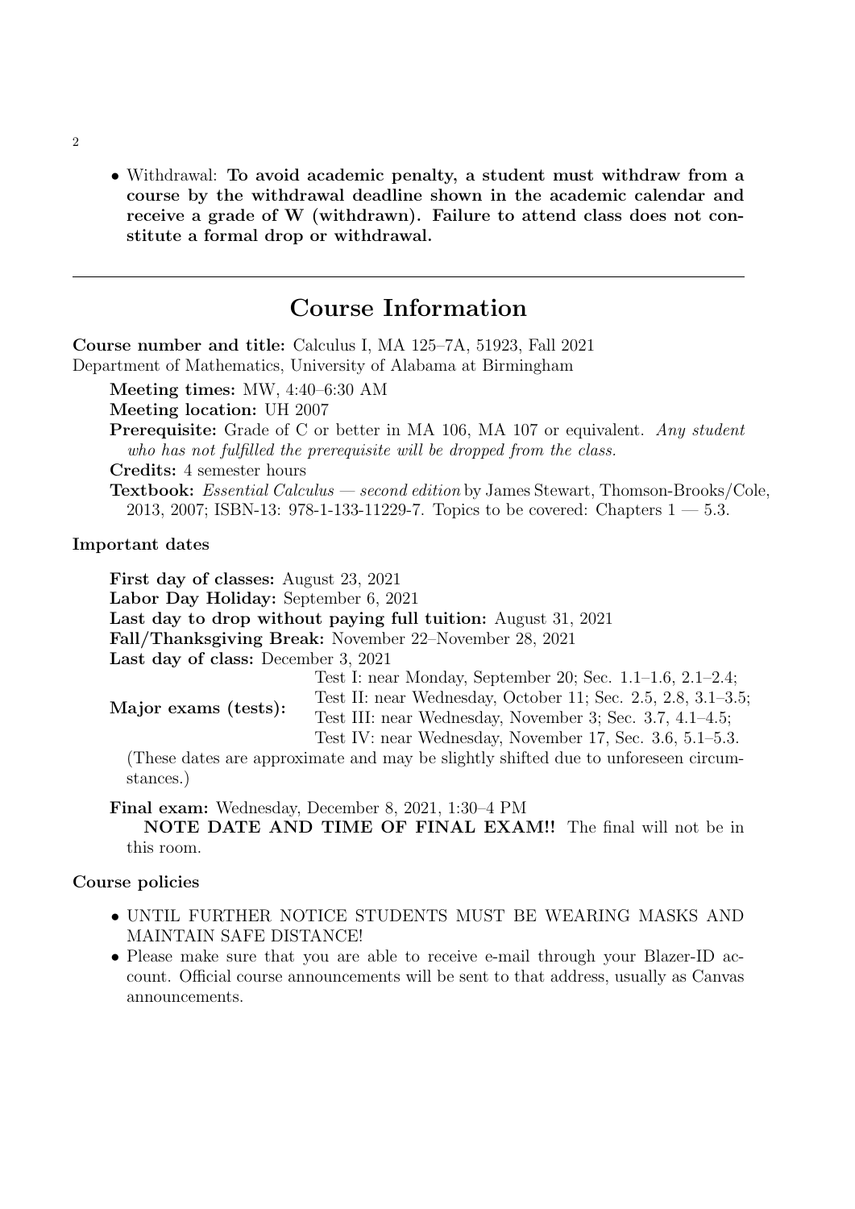- Withdrawal: **To avoid academic penalty, a student must withdraw from a course by the withdrawal deadline shown in the academic calendar and receive a grade of W (withdrawn). Failure to attend class does not constitute a formal drop or withdrawal.**

---

# Course Information

**Course number and title:** Calculus I, MA 125–7A, 51923, Fall 2021
Department of Mathematics, University of Alabama at Birmingham

**Meeting times:** MW, 4:40–6:30 AM

**Meeting location:** UH 2007

**Prerequisite:** Grade of C or better in MA 106, MA 107 or equivalent. *Any student who has not fulfilled the prerequisite will be dropped from the class.*

**Credits:** 4 semester hours

**Textbook:** *Essential Calculus — second edition* by James Stewart, Thomson-Brooks/Cole, 2013, 2007; ISBN-13: 978-1-133-11229-7. Topics to be covered: Chapters 1 — 5.3.

### Important dates

**First day of classes:** August 23, 2021

**Labor Day Holiday:** September 6, 2021

**Last day to drop without paying full tuition:** August 31, 2021

**Fall/Thanksgiving Break:** November 22–November 28, 2021

**Last day of class:** December 3, 2021

**Major exams (tests):**

Test I: near Monday, September 20; Sec. 1.1–1.6, 2.1–2.4;
Test II: near Wednesday, October 11; Sec. 2.5, 2.8, 3.1–3.5;
Test III: near Wednesday, November 3; Sec. 3.7, 4.1–4.5;
Test IV: near Wednesday, November 17, Sec. 3.6, 5.1–5.3.

(These dates are approximate and may be slightly shifted due to unforeseen circumstances.)

**Final exam:** Wednesday, December 8, 2021, 1:30–4 PM

**NOTE DATE AND TIME OF FINAL EXAM!!** The final will not be in this room.

### Course policies

- UNTIL FURTHER NOTICE STUDENTS MUST BE WEARING MASKS AND MAINTAIN SAFE DISTANCE!
- Please make sure that you are able to receive e-mail through your Blazer-ID account. Official course announcements will be sent to that address, usually as Canvas announcements.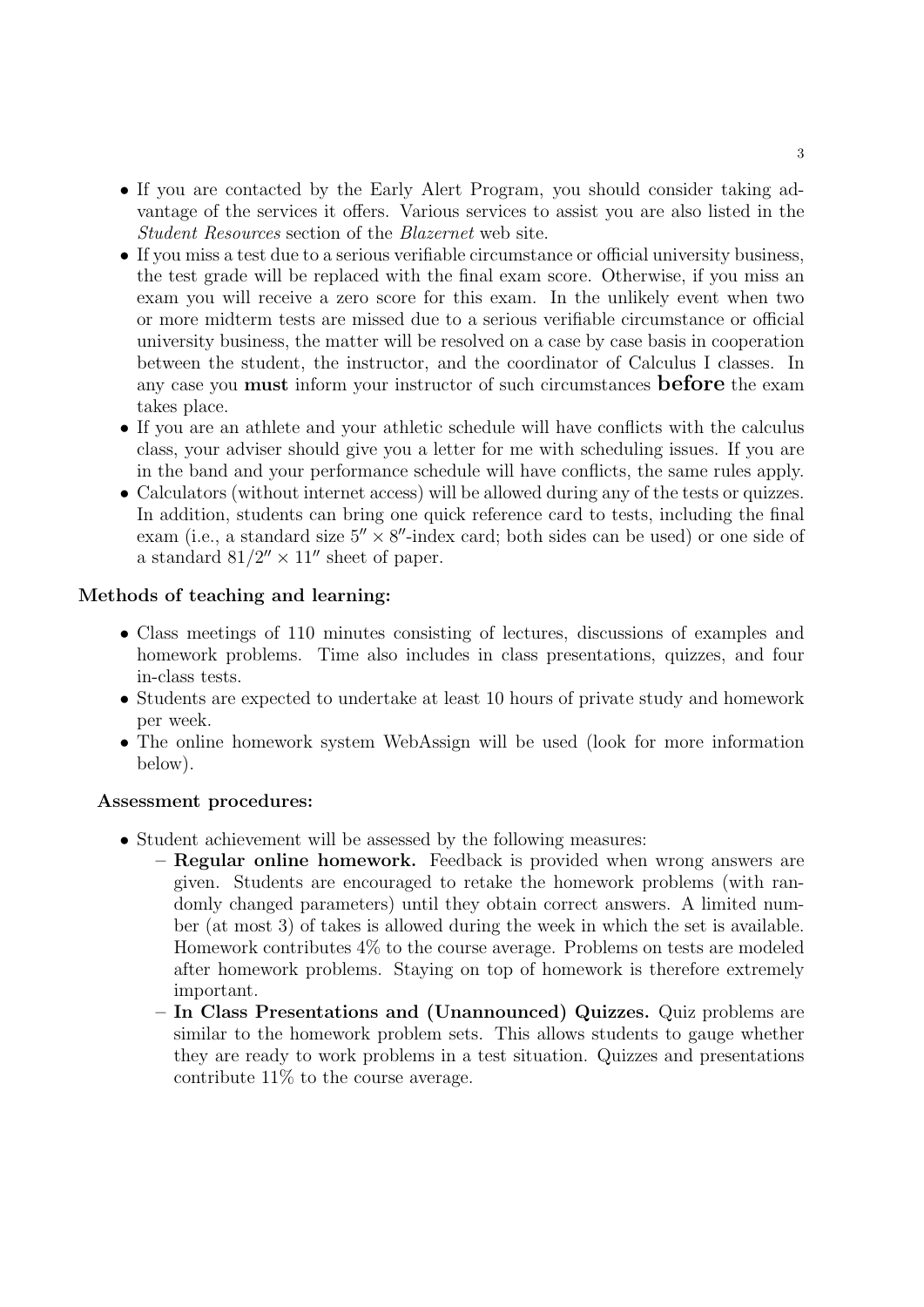- If you are contacted by the Early Alert Program, you should consider taking advantage of the services it offers. Various services to assist you are also listed in the *Student Resources* section of the *Blazernet* web site.
- If you miss a test due to a serious verifiable circumstance or official university business, the test grade will be replaced with the final exam score. Otherwise, if you miss an exam you will receive a zero score for this exam. In the unlikely event when two or more midterm tests are missed due to a serious verifiable circumstance or official university business, the matter will be resolved on a case by case basis in cooperation between the student, the instructor, and the coordinator of Calculus I classes. In any case you **must** inform your instructor of such circumstances **before** the exam takes place.
- If you are an athlete and your athletic schedule will have conflicts with the calculus class, your adviser should give you a letter for me with scheduling issues. If you are in the band and your performance schedule will have conflicts, the same rules apply.
- Calculators (without internet access) will be allowed during any of the tests or quizzes. In addition, students can bring one quick reference card to tests, including the final exam (i.e., a standard size $5'' \times 8''$-index card; both sides can be used) or one side of a standard $81/2'' \times 11''$ sheet of paper.

### Methods of teaching and learning:

- Class meetings of 110 minutes consisting of lectures, discussions of examples and homework problems. Time also includes in class presentations, quizzes, and four in-class tests.
- Students are expected to undertake at least 10 hours of private study and homework per week.
- The online homework system WebAssign will be used (look for more information below).

### Assessment procedures:

- Student achievement will be assessed by the following measures:
  - **Regular online homework.** Feedback is provided when wrong answers are given. Students are encouraged to retake the homework problems (with randomly changed parameters) until they obtain correct answers. A limited number (at most 3) of takes is allowed during the week in which the set is available. Homework contributes 4% to the course average. Problems on tests are modeled after homework problems. Staying on top of homework is therefore extremely important.
  - **In Class Presentations and (Unannounced) Quizzes.** Quiz problems are similar to the homework problem sets. This allows students to gauge whether they are ready to work problems in a test situation. Quizzes and presentations contribute 11% to the course average.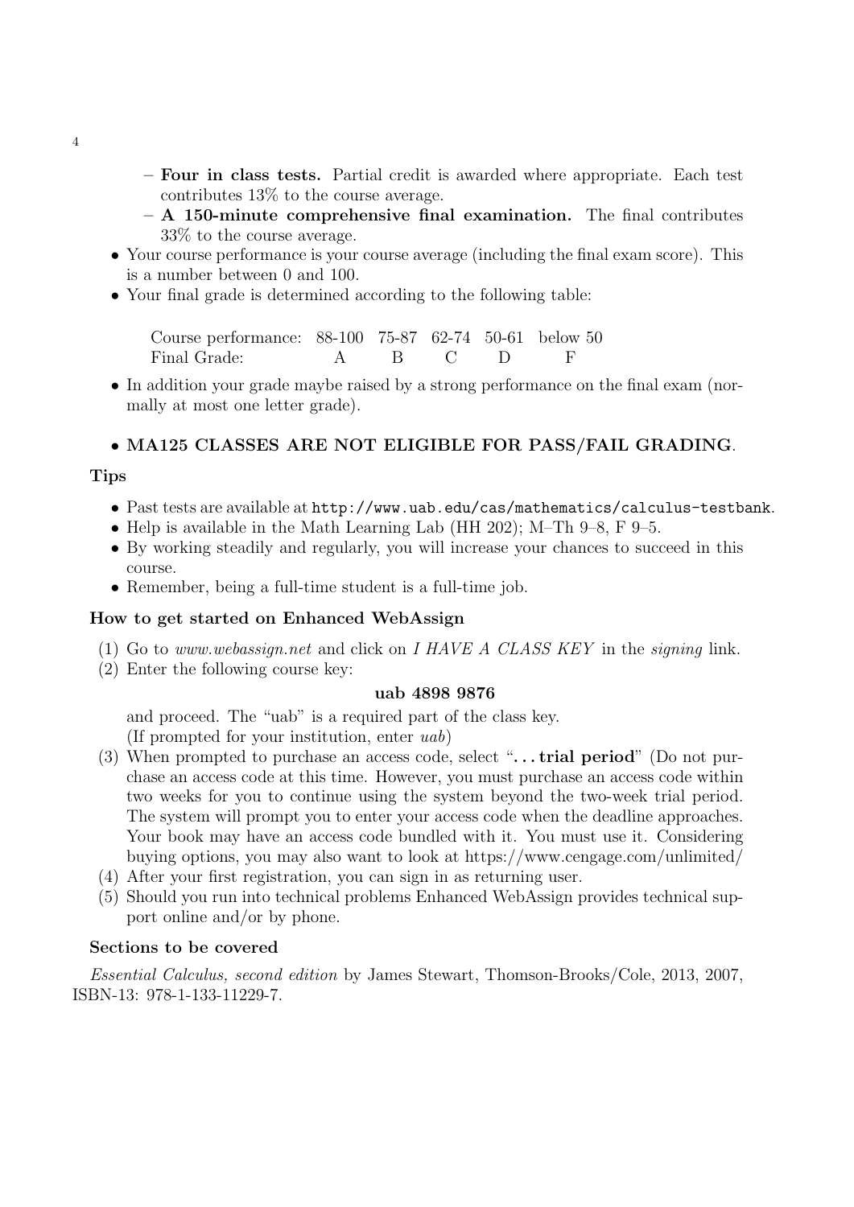- **Four in class tests.** Partial credit is awarded where appropriate. Each test contributes 13% to the course average.
  - **A 150-minute comprehensive final examination.** The final contributes 33% to the course average.
- Your course performance is your course average (including the final exam score). This is a number between 0 and 100.
- Your final grade is determined according to the following table:

| Course performance: | 88-100 | 75-87 | 62-74 | 50-61 | below 50 |
|---|---|---|---|---|---|
| Final Grade: | A | B | C | D | F |

- In addition your grade maybe raised by a strong performance on the final exam (normally at most one letter grade).
- **MA125 CLASSES ARE NOT ELIGIBLE FOR PASS/FAIL GRADING**.

### Tips

- Past tests are available at `http://www.uab.edu/cas/mathematics/calculus-testbank`.
- Help is available in the Math Learning Lab (HH 202); M–Th 9–8, F 9–5.
- By working steadily and regularly, you will increase your chances to succeed in this course.
- Remember, being a full-time student is a full-time job.

### How to get started on Enhanced WebAssign

(1) Go to *www.webassign.net* and click on *I HAVE A CLASS KEY* in the *signing* link.

(2) Enter the following course key:

**uab 4898 9876**

and proceed. The "uab" is a required part of the class key.
(If prompted for your institution, enter *uab*)

(3) When prompted to purchase an access code, select "**. . . trial period**" (Do not purchase an access code at this time. However, you must purchase an access code within two weeks for you to continue using the system beyond the two-week trial period. The system will prompt you to enter your access code when the deadline approaches. Your book may have an access code bundled with it. You must use it. Considering buying options, you may also want to look at https://www.cengage.com/unlimited/

(4) After your first registration, you can sign in as returning user.

(5) Should you run into technical problems Enhanced WebAssign provides technical support online and/or by phone.

### Sections to be covered

*Essential Calculus, second edition* by James Stewart, Thomson-Brooks/Cole, 2013, 2007, ISBN-13: 978-1-133-11229-7.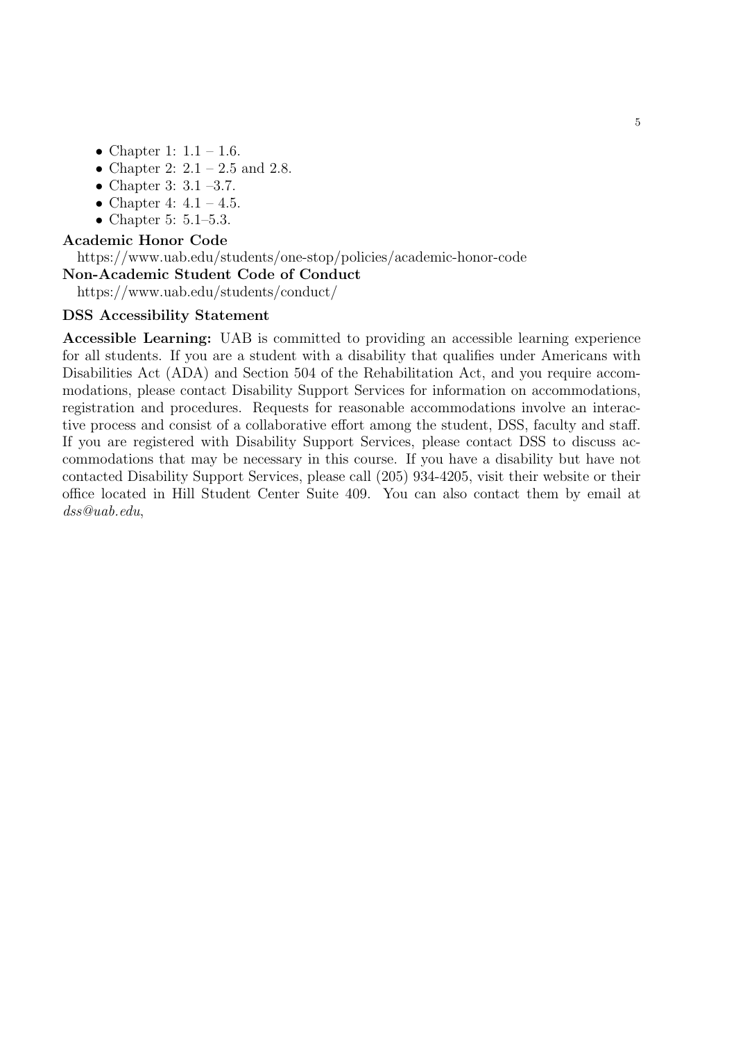- Chapter 1: 1.1 – 1.6.
- Chapter 2: 2.1 – 2.5 and 2.8.
- Chapter 3: 3.1 –3.7.
- Chapter 4: 4.1 – 4.5.
- Chapter 5: 5.1–5.3.

**Academic Honor Code**

https://www.uab.edu/students/one-stop/policies/academic-honor-code

**Non-Academic Student Code of Conduct**

https://www.uab.edu/students/conduct/

**DSS Accessibility Statement**

**Accessible Learning:** UAB is committed to providing an accessible learning experience for all students. If you are a student with a disability that qualifies under Americans with Disabilities Act (ADA) and Section 504 of the Rehabilitation Act, and you require accommodations, please contact Disability Support Services for information on accommodations, registration and procedures. Requests for reasonable accommodations involve an interactive process and consist of a collaborative effort among the student, DSS, faculty and staff. If you are registered with Disability Support Services, please contact DSS to discuss accommodations that may be necessary in this course. If you have a disability but have not contacted Disability Support Services, please call (205) 934-4205, visit their website or their office located in Hill Student Center Suite 409. You can also contact them by email at *dss@uab.edu*,